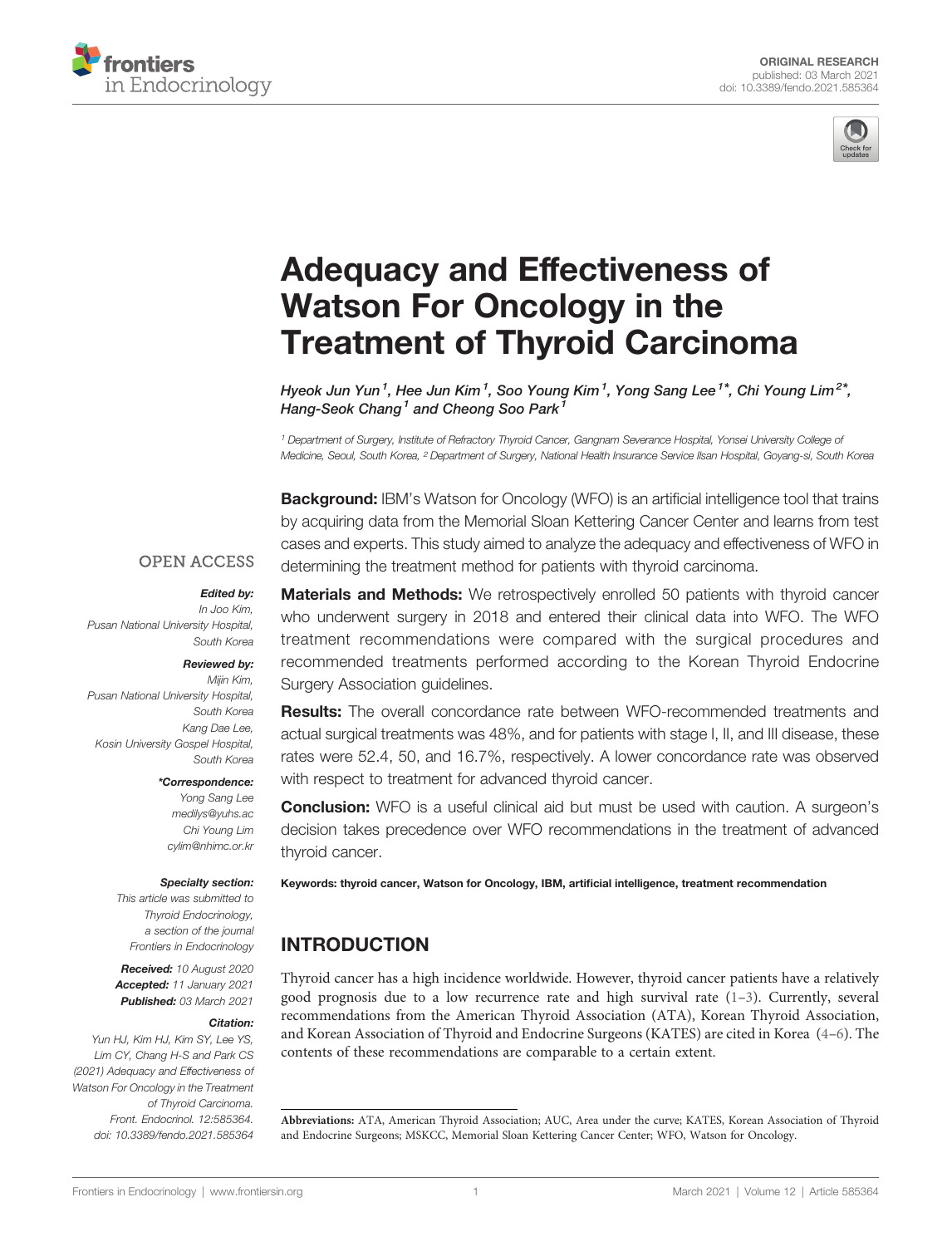ORIGINAL RESEARCH
published: 03 March 2021
doi: 10.3389/fendo.2021.585364

# Adequacy and Effectiveness of Watson For Oncology in the Treatment of Thyroid Carcinoma

*Hyeok Jun Yun[1], Hee Jun Kim[1], Soo Young Kim[1], Yong Sang Lee[1]\*, Chi Young Lim[2]\*, Hang-Seok Chang[1] and Cheong Soo Park[1]*

[1] Department of Surgery, Institute of Refractory Thyroid Cancer, Gangnam Severance Hospital, Yonsei University College of Medicine, Seoul, South Korea, [2] Department of Surgery, National Health Insurance Service Ilsan Hospital, Goyang-si, South Korea

**Background:** IBM's Watson for Oncology (WFO) is an artificial intelligence tool that trains by acquiring data from the Memorial Sloan Kettering Cancer Center and learns from test cases and experts. This study aimed to analyze the adequacy and effectiveness of WFO in determining the treatment method for patients with thyroid carcinoma.

**Materials and Methods:** We retrospectively enrolled 50 patients with thyroid cancer who underwent surgery in 2018 and entered their clinical data into WFO. The WFO treatment recommendations were compared with the surgical procedures and recommended treatments performed according to the Korean Thyroid Endocrine Surgery Association guidelines.

**Results:** The overall concordance rate between WFO-recommended treatments and actual surgical treatments was 48%, and for patients with stage I, II, and III disease, these rates were 52.4, 50, and 16.7%, respectively. A lower concordance rate was observed with respect to treatment for advanced thyroid cancer.

**Conclusion:** WFO is a useful clinical aid but must be used with caution. A surgeon's decision takes precedence over WFO recommendations in the treatment of advanced thyroid cancer.

**Keywords: thyroid cancer, Watson for Oncology, IBM, artificial intelligence, treatment recommendation**

OPEN ACCESS

***Edited by:***
In Joo Kim,
Pusan National University Hospital,
South Korea

***Reviewed by:***
Mijin Kim,
Pusan National University Hospital,
South Korea
Kang Dae Lee,
Kosin University Gospel Hospital,
South Korea

***\*Correspondence:***
Yong Sang Lee
medilys@yuhs.ac
Chi Young Lim
cylim@nhimc.or.kr

***Specialty section:***
This article was submitted to
Thyroid Endocrinology,
a section of the journal
Frontiers in Endocrinology

***Received:*** 10 August 2020
***Accepted:*** 11 January 2021
***Published:*** 03 March 2021

***Citation:***
Yun HJ, Kim HJ, Kim SY, Lee YS, Lim CY, Chang H-S and Park CS (2021) Adequacy and Effectiveness of Watson For Oncology in the Treatment of Thyroid Carcinoma. Front. Endocrinol. 12:585364. doi: 10.3389/fendo.2021.585364

## INTRODUCTION

Thyroid cancer has a high incidence worldwide. However, thyroid cancer patients have a relatively good prognosis due to a low recurrence rate and high survival rate (1–3). Currently, several recommendations from the American Thyroid Association (ATA), Korean Thyroid Association, and Korean Association of Thyroid and Endocrine Surgeons (KATES) are cited in Korea (4–6). The contents of these recommendations are comparable to a certain extent.

**Abbreviations:** ATA, American Thyroid Association; AUC, Area under the curve; KATES, Korean Association of Thyroid and Endocrine Surgeons; MSKCC, Memorial Sloan Kettering Cancer Center; WFO, Watson for Oncology.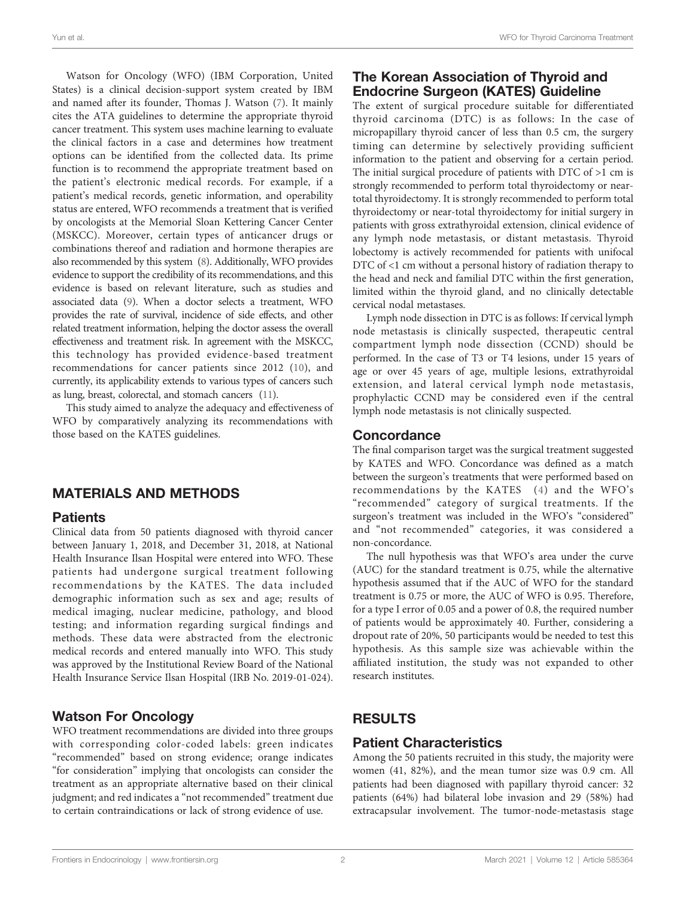Watson for Oncology (WFO) (IBM Corporation, United States) is a clinical decision-support system created by IBM and named after its founder, Thomas J. Watson (7). It mainly cites the ATA guidelines to determine the appropriate thyroid cancer treatment. This system uses machine learning to evaluate the clinical factors in a case and determines how treatment options can be identified from the collected data. Its prime function is to recommend the appropriate treatment based on the patient's electronic medical records. For example, if a patient's medical records, genetic information, and operability status are entered, WFO recommends a treatment that is verified by oncologists at the Memorial Sloan Kettering Cancer Center (MSKCC). Moreover, certain types of anticancer drugs or combinations thereof and radiation and hormone therapies are also recommended by this system (8). Additionally, WFO provides evidence to support the credibility of its recommendations, and this evidence is based on relevant literature, such as studies and associated data (9). When a doctor selects a treatment, WFO provides the rate of survival, incidence of side effects, and other related treatment information, helping the doctor assess the overall effectiveness and treatment risk. In agreement with the MSKCC, this technology has provided evidence-based treatment recommendations for cancer patients since 2012 (10), and currently, its applicability extends to various types of cancers such as lung, breast, colorectal, and stomach cancers (11).

This study aimed to analyze the adequacy and effectiveness of WFO by comparatively analyzing its recommendations with those based on the KATES guidelines.

## MATERIALS AND METHODS

### Patients

Clinical data from 50 patients diagnosed with thyroid cancer between January 1, 2018, and December 31, 2018, at National Health Insurance Ilsan Hospital were entered into WFO. These patients had undergone surgical treatment following recommendations by the KATES. The data included demographic information such as sex and age; results of medical imaging, nuclear medicine, pathology, and blood testing; and information regarding surgical findings and methods. These data were abstracted from the electronic medical records and entered manually into WFO. This study was approved by the Institutional Review Board of the National Health Insurance Service Ilsan Hospital (IRB No. 2019-01-024).

### Watson For Oncology

WFO treatment recommendations are divided into three groups with corresponding color-coded labels: green indicates "recommended" based on strong evidence; orange indicates "for consideration" implying that oncologists can consider the treatment as an appropriate alternative based on their clinical judgment; and red indicates a "not recommended" treatment due to certain contraindications or lack of strong evidence of use.

### The Korean Association of Thyroid and Endocrine Surgeon (KATES) Guideline

The extent of surgical procedure suitable for differentiated thyroid carcinoma (DTC) is as follows: In the case of micropapillary thyroid cancer of less than 0.5 cm, the surgery timing can determine by selectively providing sufficient information to the patient and observing for a certain period. The initial surgical procedure of patients with DTC of >1 cm is strongly recommended to perform total thyroidectomy or near-total thyroidectomy. It is strongly recommended to perform total thyroidectomy or near-total thyroidectomy for initial surgery in patients with gross extrathyroidal extension, clinical evidence of any lymph node metastasis, or distant metastasis. Thyroid lobectomy is actively recommended for patients with unifocal DTC of <1 cm without a personal history of radiation therapy to the head and neck and familial DTC within the first generation, limited within the thyroid gland, and no clinically detectable cervical nodal metastases.

Lymph node dissection in DTC is as follows: If cervical lymph node metastasis is clinically suspected, therapeutic central compartment lymph node dissection (CCND) should be performed. In the case of T3 or T4 lesions, under 15 years of age or over 45 years of age, multiple lesions, extrathyroidal extension, and lateral cervical lymph node metastasis, prophylactic CCND may be considered even if the central lymph node metastasis is not clinically suspected.

### Concordance

The final comparison target was the surgical treatment suggested by KATES and WFO. Concordance was defined as a match between the surgeon's treatments that were performed based on recommendations by the KATES (4) and the WFO's "recommended" category of surgical treatments. If the surgeon's treatment was included in the WFO's "considered" and "not recommended" categories, it was considered a non-concordance.

The null hypothesis was that WFO's area under the curve (AUC) for the standard treatment is 0.75, while the alternative hypothesis assumed that if the AUC of WFO for the standard treatment is 0.75 or more, the AUC of WFO is 0.95. Therefore, for a type I error of 0.05 and a power of 0.8, the required number of patients would be approximately 40. Further, considering a dropout rate of 20%, 50 participants would be needed to test this hypothesis. As this sample size was achievable within the affiliated institution, the study was not expanded to other research institutes.

## RESULTS

### Patient Characteristics

Among the 50 patients recruited in this study, the majority were women (41, 82%), and the mean tumor size was 0.9 cm. All patients had been diagnosed with papillary thyroid cancer: 32 patients (64%) had bilateral lobe invasion and 29 (58%) had extracapsular involvement. The tumor-node-metastasis stage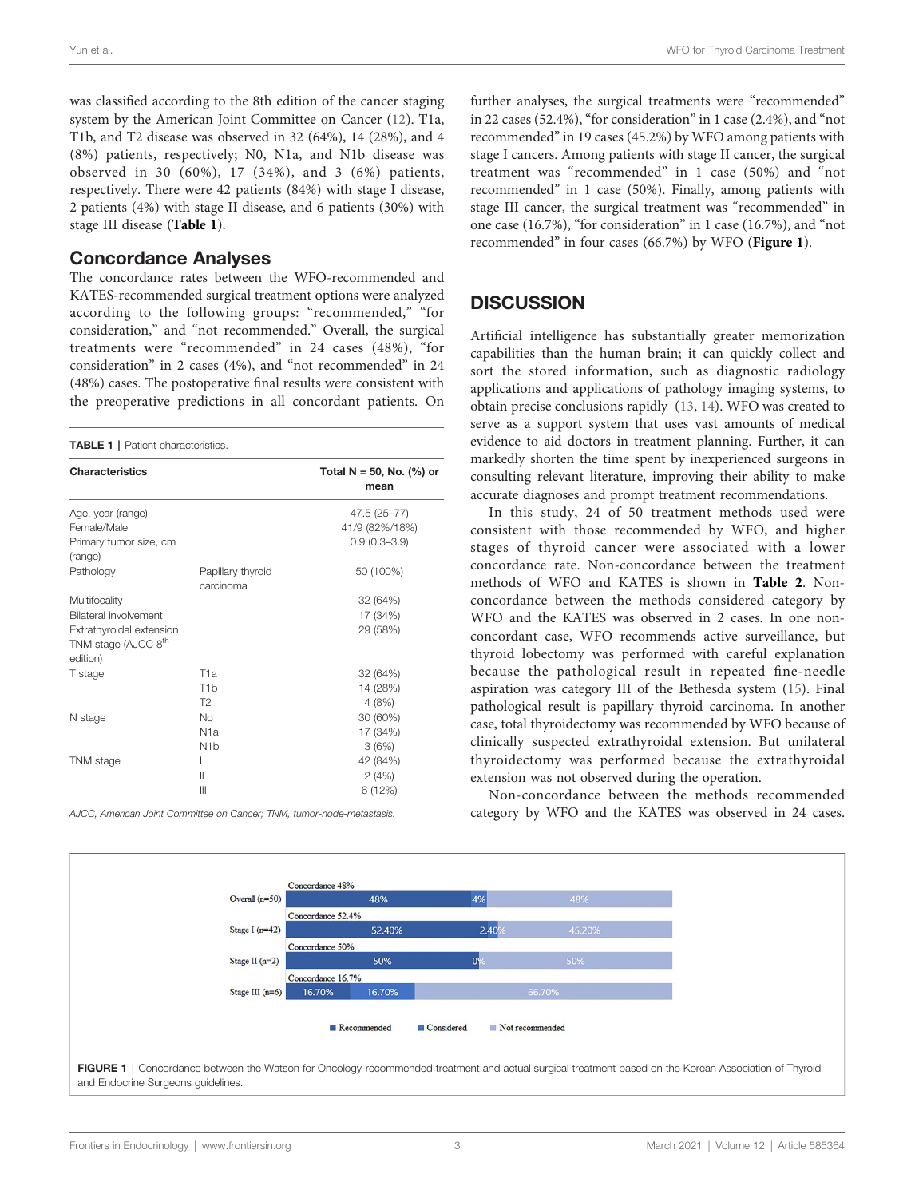was classified according to the 8th edition of the cancer staging system by the American Joint Committee on Cancer (12). T1a, T1b, and T2 disease was observed in 32 (64%), 14 (28%), and 4 (8%) patients, respectively; N0, N1a, and N1b disease was observed in 30 (60%), 17 (34%), and 3 (6%) patients, respectively. There were 42 patients (84%) with stage I disease, 2 patients (4%) with stage II disease, and 6 patients (30%) with stage III disease (**Table 1**).

## Concordance Analyses

The concordance rates between the WFO-recommended and KATES-recommended surgical treatment options were analyzed according to the following groups: "recommended," "for consideration," and "not recommended." Overall, the surgical treatments were "recommended" in 24 cases (48%), "for consideration" in 2 cases (4%), and "not recommended" in 24 (48%) cases. The postoperative final results were consistent with the preoperative predictions in all concordant patients. On further analyses, the surgical treatments were "recommended" in 22 cases (52.4%), "for consideration" in 1 case (2.4%), and "not recommended" in 19 cases (45.2%) by WFO among patients with stage I cancers. Among patients with stage II cancer, the surgical treatment was "recommended" in 1 case (50%) and "not recommended" in 1 case (50%). Finally, among patients with stage III cancer, the surgical treatment was "recommended" in one case (16.7%), "for consideration" in 1 case (16.7%), and "not recommended" in four cases (66.7%) by WFO (**Figure 1**).

**TABLE 1** | Patient characteristics.

| Characteristics | | Total N = 50, No. (%) or mean |
|---|---|---|
| Age, year (range) | | 47.5 (25–77) |
| Female/Male | | 41/9 (82%/18%) |
| Primary tumor size, cm (range) | | 0.9 (0.3–3.9) |
| Pathology | Papillary thyroid carcinoma | 50 (100%) |
| Multifocality | | 32 (64%) |
| Bilateral involvement | | 17 (34%) |
| Extrathyroidal extension | | 29 (58%) |
| TNM stage (AJCC 8th edition) | | |
| T stage | T1a | 32 (64%) |
| | T1b | 14 (28%) |
| | T2 | 4 (8%) |
| N stage | No | 30 (60%) |
| | N1a | 17 (34%) |
| | N1b | 3 (6%) |
| TNM stage | I | 42 (84%) |
| | II | 2 (4%) |
| | III | 6 (12%) |

*AJCC, American Joint Committee on Cancer; TNM, tumor-node-metastasis.*

## DISCUSSION

Artificial intelligence has substantially greater memorization capabilities than the human brain; it can quickly collect and sort the stored information, such as diagnostic radiology applications and applications of pathology imaging systems, to obtain precise conclusions rapidly (13, 14). WFO was created to serve as a support system that uses vast amounts of medical evidence to aid doctors in treatment planning. Further, it can markedly shorten the time spent by inexperienced surgeons in consulting relevant literature, improving their ability to make accurate diagnoses and prompt treatment recommendations.

In this study, 24 of 50 treatment methods used were consistent with those recommended by WFO, and higher stages of thyroid cancer were associated with a lower concordance rate. Non-concordance between the treatment methods of WFO and KATES is shown in **Table 2**. Non-concordance between the methods considered category by WFO and the KATES was observed in 2 cases. In one non-concordant case, WFO recommends active surveillance, but thyroid lobectomy was performed with careful explanation because the pathological result in repeated fine-needle aspiration was category III of the Bethesda system (15). Final pathological result is papillary thyroid carcinoma. In another case, total thyroidectomy was recommended by WFO because of clinically suspected extrathyroidal extension. But unilateral thyroidectomy was performed because the extrathyroidal extension was not observed during the operation.

Non-concordance between the methods recommended category by WFO and the KATES was observed in 24 cases.

| | Concordance | Recommended | Considered | Not recommended |
|---|---|---|---|---|
| Overall (n=50) | 48% | 48% | 4% | 48% |
| Stage I (n=42) | 52.4% | 52.40% | 2.40% | 45.20% |
| Stage II (n=2) | 50% | 50% | 0% | 50% |
| Stage III (n=6) | 16.7% | 16.70% | 16.70% | 66.70% |

**FIGURE 1** | Concordance between the Watson for Oncology-recommended treatment and actual surgical treatment based on the Korean Association of Thyroid and Endocrine Surgeons guidelines.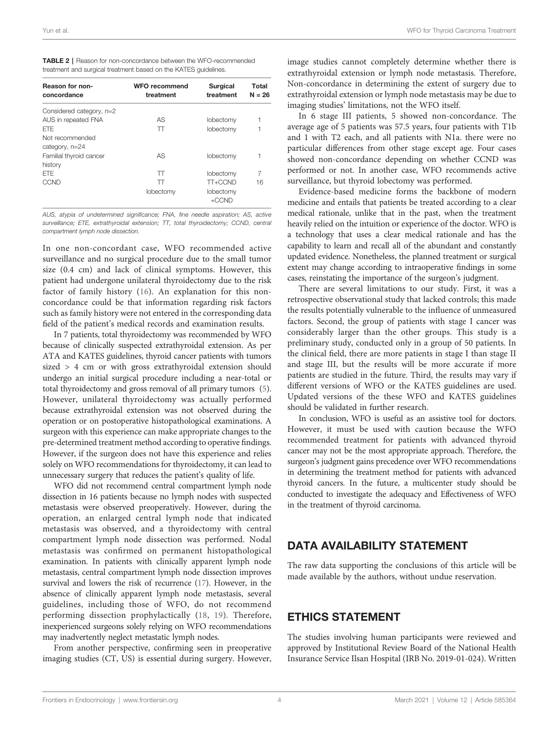**TABLE 2** | Reason for non-concordance between the WFO-recommended treatment and surgical treatment based on the KATES guidelines.

| Reason for non-concordance | WFO recommend treatment | Surgical treatment | Total N = 26 |
|---|---|---|---|
| Considered category, n=2 | | | |
| AUS in repeated FNA | AS | lobectomy | 1 |
| ETE | TT | lobectomy | 1 |
| Not recommended category, n=24 | | | |
| Familial thyroid cancer history | AS | lobectomy | 1 |
| ETE | TT | lobectomy | 7 |
| CCND | TT | TT+CCND | 16 |
| | lobectomy | lobectomy +CCND | |

*AUS, atypia of undetermined significance; FNA, fine needle aspiration; AS, active surveillance; ETE, extrathyroidal extension; TT, total thyroidectomy; CCND, central compartment lymph node dissection.*

In one non-concordant case, WFO recommended active surveillance and no surgical procedure due to the small tumor size (0.4 cm) and lack of clinical symptoms. However, this patient had undergone unilateral thyroidectomy due to the risk factor of family history (16). An explanation for this non-concordance could be that information regarding risk factors such as family history were not entered in the corresponding data field of the patient's medical records and examination results.

In 7 patients, total thyroidectomy was recommended by WFO because of clinically suspected extrathyroidal extension. As per ATA and KATES guidelines, thyroid cancer patients with tumors sized > 4 cm or with gross extrathyroidal extension should undergo an initial surgical procedure including a near-total or total thyroidectomy and gross removal of all primary tumors (5). However, unilateral thyroidectomy was actually performed because extrathyroidal extension was not observed during the operation or on postoperative histopathological examinations. A surgeon with this experience can make appropriate changes to the pre-determined treatment method according to operative findings. However, if the surgeon does not have this experience and relies solely on WFO recommendations for thyroidectomy, it can lead to unnecessary surgery that reduces the patient's quality of life.

WFO did not recommend central compartment lymph node dissection in 16 patients because no lymph nodes with suspected metastasis were observed preoperatively. However, during the operation, an enlarged central lymph node that indicated metastasis was observed, and a thyroidectomy with central compartment lymph node dissection was performed. Nodal metastasis was confirmed on permanent histopathological examination. In patients with clinically apparent lymph node metastasis, central compartment lymph node dissection improves survival and lowers the risk of recurrence (17). However, in the absence of clinically apparent lymph node metastasis, several guidelines, including those of WFO, do not recommend performing dissection prophylactically (18, 19). Therefore, inexperienced surgeons solely relying on WFO recommendations may inadvertently neglect metastatic lymph nodes.

From another perspective, confirming seen in preoperative imaging studies (CT, US) is essential during surgery. However, image studies cannot completely determine whether there is extrathyroidal extension or lymph node metastasis. Therefore, Non-concordance in determining the extent of surgery due to extrathyroidal extension or lymph node metastasis may be due to imaging studies' limitations, not the WFO itself.

In 6 stage III patients, 5 showed non-concordance. The average age of 5 patients was 57.5 years, four patients with T1b and 1 with T2 each, and all patients with N1a. there were no particular differences from other stage except age. Four cases showed non-concordance depending on whether CCND was performed or not. In another case, WFO recommends active surveillance, but thyroid lobectomy was performed.

Evidence-based medicine forms the backbone of modern medicine and entails that patients be treated according to a clear medical rationale, unlike that in the past, when the treatment heavily relied on the intuition or experience of the doctor. WFO is a technology that uses a clear medical rationale and has the capability to learn and recall all of the abundant and constantly updated evidence. Nonetheless, the planned treatment or surgical extent may change according to intraoperative findings in some cases, reinstating the importance of the surgeon's judgment.

There are several limitations to our study. First, it was a retrospective observational study that lacked controls; this made the results potentially vulnerable to the influence of unmeasured factors. Second, the group of patients with stage I cancer was considerably larger than the other groups. This study is a preliminary study, conducted only in a group of 50 patients. In the clinical field, there are more patients in stage I than stage II and stage III, but the results will be more accurate if more patients are studied in the future. Third, the results may vary if different versions of WFO or the KATES guidelines are used. Updated versions of the these WFO and KATES guidelines should be validated in further research.

In conclusion, WFO is useful as an assistive tool for doctors. However, it must be used with caution because the WFO recommended treatment for patients with advanced thyroid cancer may not be the most appropriate approach. Therefore, the surgeon's judgment gains precedence over WFO recommendations in determining the treatment method for patients with advanced thyroid cancers. In the future, a multicenter study should be conducted to investigate the adequacy and Effectiveness of WFO in the treatment of thyroid carcinoma.

## DATA AVAILABILITY STATEMENT

The raw data supporting the conclusions of this article will be made available by the authors, without undue reservation.

## ETHICS STATEMENT

The studies involving human participants were reviewed and approved by Institutional Review Board of the National Health Insurance Service Ilsan Hospital (IRB No. 2019-01-024). Written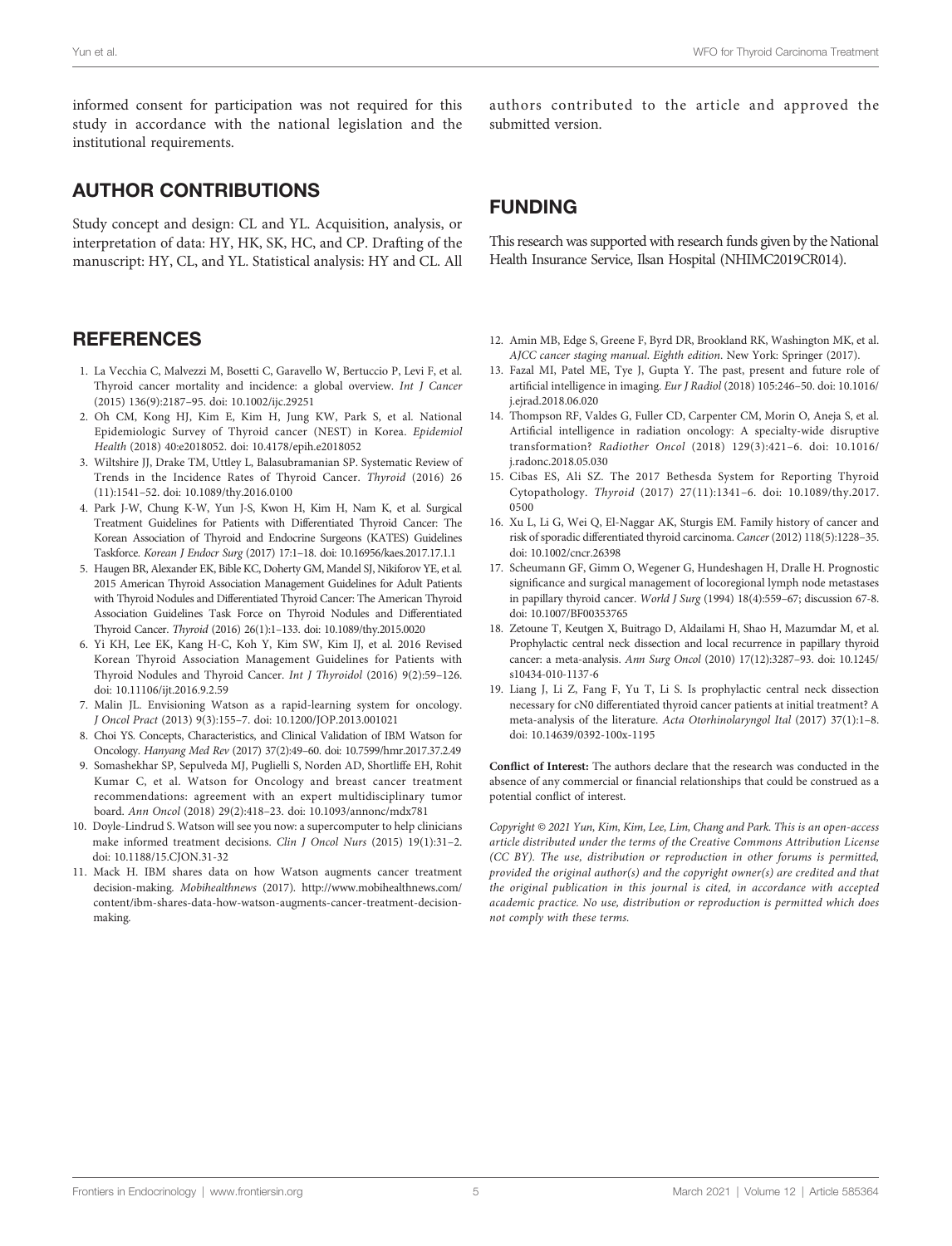informed consent for participation was not required for this study in accordance with the national legislation and the institutional requirements.

## AUTHOR CONTRIBUTIONS

Study concept and design: CL and YL. Acquisition, analysis, or interpretation of data: HY, HK, SK, HC, and CP. Drafting of the manuscript: HY, CL, and YL. Statistical analysis: HY and CL. All authors contributed to the article and approved the submitted version.

## FUNDING

This research was supported with research funds given by the National Health Insurance Service, Ilsan Hospital (NHIMC2019CR014).

## REFERENCES

1. La Vecchia C, Malvezzi M, Bosetti C, Garavello W, Bertuccio P, Levi F, et al. Thyroid cancer mortality and incidence: a global overview. *Int J Cancer* (2015) 136(9):2187–95. doi: 10.1002/ijc.29251
2. Oh CM, Kong HJ, Kim E, Kim H, Jung KW, Park S, et al. National Epidemiologic Survey of Thyroid cancer (NEST) in Korea. *Epidemiol Health* (2018) 40:e2018052. doi: 10.4178/epih.e2018052
3. Wiltshire JJ, Drake TM, Uttley L, Balasubramanian SP. Systematic Review of Trends in the Incidence Rates of Thyroid Cancer. *Thyroid* (2016) 26 (11):1541–52. doi: 10.1089/thy.2016.0100
4. Park J-W, Chung K-W, Yun J-S, Kwon H, Kim H, Nam K, et al. Surgical Treatment Guidelines for Patients with Differentiated Thyroid Cancer: The Korean Association of Thyroid and Endocrine Surgeons (KATES) Guidelines Taskforce. *Korean J Endocr Surg* (2017) 17:1–18. doi: 10.16956/kaes.2017.17.1.1
5. Haugen BR, Alexander EK, Bible KC, Doherty GM, Mandel SJ, Nikiforov YE, et al. 2015 American Thyroid Association Management Guidelines for Adult Patients with Thyroid Nodules and Differentiated Thyroid Cancer: The American Thyroid Association Guidelines Task Force on Thyroid Nodules and Differentiated Thyroid Cancer. *Thyroid* (2016) 26(1):1–133. doi: 10.1089/thy.2015.0020
6. Yi KH, Lee EK, Kang H-C, Koh Y, Kim SW, Kim IJ, et al. 2016 Revised Korean Thyroid Association Management Guidelines for Patients with Thyroid Nodules and Thyroid Cancer. *Int J Thyroidol* (2016) 9(2):59–126. doi: 10.11106/ijt.2016.9.2.59
7. Malin JL. Envisioning Watson as a rapid-learning system for oncology. *J Oncol Pract* (2013) 9(3):155–7. doi: 10.1200/JOP.2013.001021
8. Choi YS. Concepts, Characteristics, and Clinical Validation of IBM Watson for Oncology. *Hanyang Med Rev* (2017) 37(2):49–60. doi: 10.7599/hmr.2017.37.2.49
9. Somashekhar SP, Sepulveda MJ, Puglielli S, Norden AD, Shortliffe EH, Rohit Kumar C, et al. Watson for Oncology and breast cancer treatment recommendations: agreement with an expert multidisciplinary tumor board. *Ann Oncol* (2018) 29(2):418–23. doi: 10.1093/annonc/mdx781
10. Doyle-Lindrud S. Watson will see you now: a supercomputer to help clinicians make informed treatment decisions. *Clin J Oncol Nurs* (2015) 19(1):31–2. doi: 10.1188/15.CJON.31-32
11. Mack H. IBM shares data on how Watson augments cancer treatment decision-making. *Mobihealthnews* (2017). http://www.mobihealthnews.com/content/ibm-shares-data-how-watson-augments-cancer-treatment-decision-making.
12. Amin MB, Edge S, Greene F, Byrd DR, Brookland RK, Washington MK, et al. *AJCC cancer staging manual. Eighth edition*. New York: Springer (2017).
13. Fazal MI, Patel ME, Tye J, Gupta Y. The past, present and future role of artificial intelligence in imaging. *Eur J Radiol* (2018) 105:246–50. doi: 10.1016/j.ejrad.2018.06.020
14. Thompson RF, Valdes G, Fuller CD, Carpenter CM, Morin O, Aneja S, et al. Artificial intelligence in radiation oncology: A specialty-wide disruptive transformation? *Radiother Oncol* (2018) 129(3):421–6. doi: 10.1016/j.radonc.2018.05.030
15. Cibas ES, Ali SZ. The 2017 Bethesda System for Reporting Thyroid Cytopathology. *Thyroid* (2017) 27(11):1341–6. doi: 10.1089/thy.2017.0500
16. Xu L, Li G, Wei Q, El-Naggar AK, Sturgis EM. Family history of cancer and risk of sporadic differentiated thyroid carcinoma. *Cancer* (2012) 118(5):1228–35. doi: 10.1002/cncr.26398
17. Scheumann GF, Gimm O, Wegener G, Hundeshagen H, Dralle H. Prognostic significance and surgical management of locoregional lymph node metastases in papillary thyroid cancer. *World J Surg* (1994) 18(4):559–67; discussion 67-8. doi: 10.1007/BF00353765
18. Zetoune T, Keutgen X, Buitrago D, Aldailami H, Shao H, Mazumdar M, et al. Prophylactic central neck dissection and local recurrence in papillary thyroid cancer: a meta-analysis. *Ann Surg Oncol* (2010) 17(12):3287–93. doi: 10.1245/s10434-010-1137-6
19. Liang J, Li Z, Fang F, Yu T, Li S. Is prophylactic central neck dissection necessary for cN0 differentiated thyroid cancer patients at initial treatment? A meta-analysis of the literature. *Acta Otorhinolaryngol Ital* (2017) 37(1):1–8. doi: 10.14639/0392-100x-1195

**Conflict of Interest:** The authors declare that the research was conducted in the absence of any commercial or financial relationships that could be construed as a potential conflict of interest.

*Copyright © 2021 Yun, Kim, Kim, Lee, Lim, Chang and Park. This is an open-access article distributed under the terms of the Creative Commons Attribution License (CC BY). The use, distribution or reproduction in other forums is permitted, provided the original author(s) and the copyright owner(s) are credited and that the original publication in this journal is cited, in accordance with accepted academic practice. No use, distribution or reproduction is permitted which does not comply with these terms.*